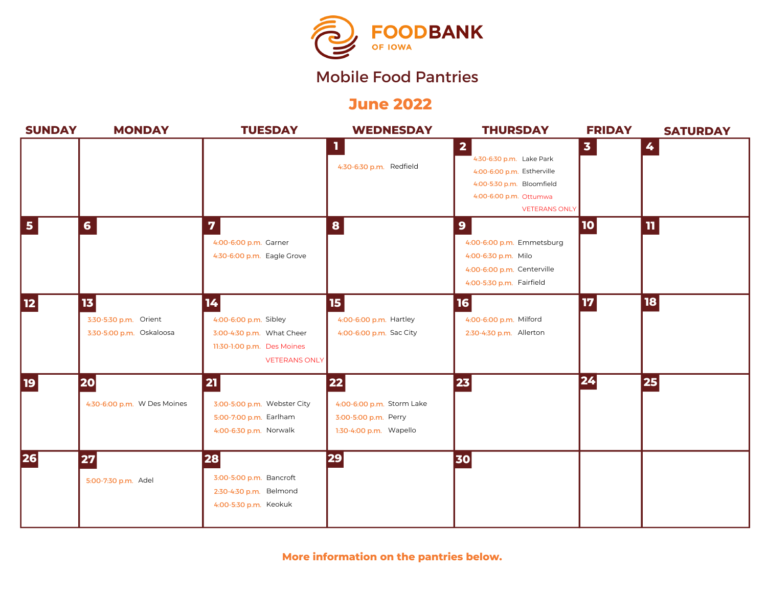# FOODBANK OF IOWA

## Mobile Food Pantries

## June 2022

| SUNDAY | MONDAY | TUESDAY | WEDNESDAY | THURSDAY | FRIDAY | SATURDAY |
|---|---|---|---|---|---|---|
| | | | **1**<br>4:30-6:30 p.m. Redfield | **2**<br>4:30-6:30 p.m. Lake Park<br>4:00-6:00 p.m. Estherville<br>4:00-5:30 p.m. Bloomfield<br>4:00-6:00 p.m. Ottumwa VETERANS ONLY | **3** | **4** |
| **5** | **6** | **7**<br>4:00-6:00 p.m. Garner<br>4:30-6:00 p.m. Eagle Grove | **8** | **9**<br>4:00-6:00 p.m. Emmetsburg<br>4:00-6:30 p.m. Milo<br>4:00-6:00 p.m. Centerville<br>4:00-5:30 p.m. Fairfield | **10** | **11** |
| **12** | **13**<br>3:30-5:30 p.m. Orient<br>3:30-5:00 p.m. Oskaloosa | **14**<br>4:00-6:00 p.m. Sibley<br>3:00-4:30 p.m. What Cheer<br>11:30-1:00 p.m. Des Moines VETERANS ONLY | **15**<br>4:00-6:00 p.m. Hartley<br>4:00-6:00 p.m. Sac City | **16**<br>4:00-6:00 p.m. Milford<br>2:30-4:30 p.m. Allerton | **17** | **18** |
| **19** | **20**<br>4:30-6:00 p.m. W Des Moines | **21**<br>3:00-5:00 p.m. Webster City<br>5:00-7:00 p.m. Earlham<br>4:00-6:30 p.m. Norwalk | **22**<br>4:00-6:00 p.m. Storm Lake<br>3:00-5:00 p.m. Perry<br>1:30-4:00 p.m. Wapello | **23** | **24** | **25** |
| **26** | **27**<br>5:00-7:30 p.m. Adel | **28**<br>3:00-5:00 p.m. Bancroft<br>2:30-4:30 p.m. Belmond<br>4:00-5:30 p.m. Keokuk | **29** | **30** | | |

**More information on the pantries below.**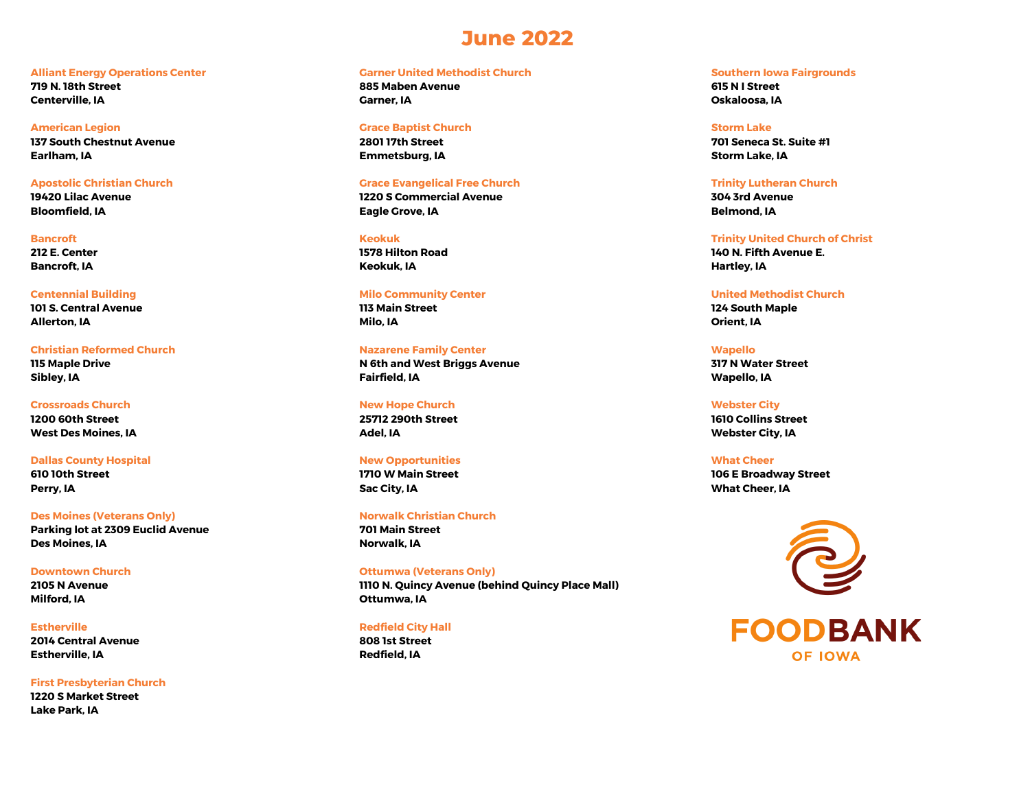# June 2022

**Alliant Energy Operations Center**
**719 N. 18th Street**
**Centerville, IA**

**American Legion**
**137 South Chestnut Avenue**
**Earlham, IA**

**Apostolic Christian Church**
**19420 Lilac Avenue**
**Bloomfield, IA**

**Bancroft**
**212 E. Center**
**Bancroft, IA**

**Centennial Building**
**101 S. Central Avenue**
**Allerton, IA**

**Christian Reformed Church**
**115 Maple Drive**
**Sibley, IA**

**Crossroads Church**
**1200 60th Street**
**West Des Moines, IA**

**Dallas County Hospital**
**610 10th Street**
**Perry, IA**

**Des Moines (Veterans Only)**
**Parking lot at 2309 Euclid Avenue**
**Des Moines, IA**

**Downtown Church**
**2105 N Avenue**
**Milford, IA**

**Estherville**
**2014 Central Avenue**
**Estherville, IA**

**First Presbyterian Church**
**1220 S Market Street**
**Lake Park, IA**

**Garner United Methodist Church**
**885 Maben Avenue**
**Garner, IA**

**Grace Baptist Church**
**2801 17th Street**
**Emmetsburg, IA**

**Grace Evangelical Free Church**
**1220 S Commercial Avenue**
**Eagle Grove, IA**

**Keokuk**
**1578 Hilton Road**
**Keokuk, IA**

**Milo Community Center**
**113 Main Street**
**Milo, IA**

**Nazarene Family Center**
**N 6th and West Briggs Avenue**
**Fairfield, IA**

**New Hope Church**
**25712 290th Street**
**Adel, IA**

**New Opportunities**
**1710 W Main Street**
**Sac City, IA**

**Norwalk Christian Church**
**701 Main Street**
**Norwalk, IA**

**Ottumwa (Veterans Only)**
**1110 N. Quincy Avenue (behind Quincy Place Mall)**
**Ottumwa, IA**

**Redfield City Hall**
**808 1st Street**
**Redfield, IA**

**Southern Iowa Fairgrounds**
**615 N I Street**
**Oskaloosa, IA**

**Storm Lake**
**701 Seneca St. Suite #1**
**Storm Lake, IA**

**Trinity Lutheran Church**
**304 3rd Avenue**
**Belmond, IA**

**Trinity United Church of Christ**
**140 N. Fifth Avenue E.**
**Hartley, IA**

**United Methodist Church**
**124 South Maple**
**Orient, IA**

**Wapello**
**317 N Water Street**
**Wapello, IA**

**Webster City**
**1610 Collins Street**
**Webster City, IA**

**What Cheer**
**106 E Broadway Street**
**What Cheer, IA**

FOODBANK OF IOWA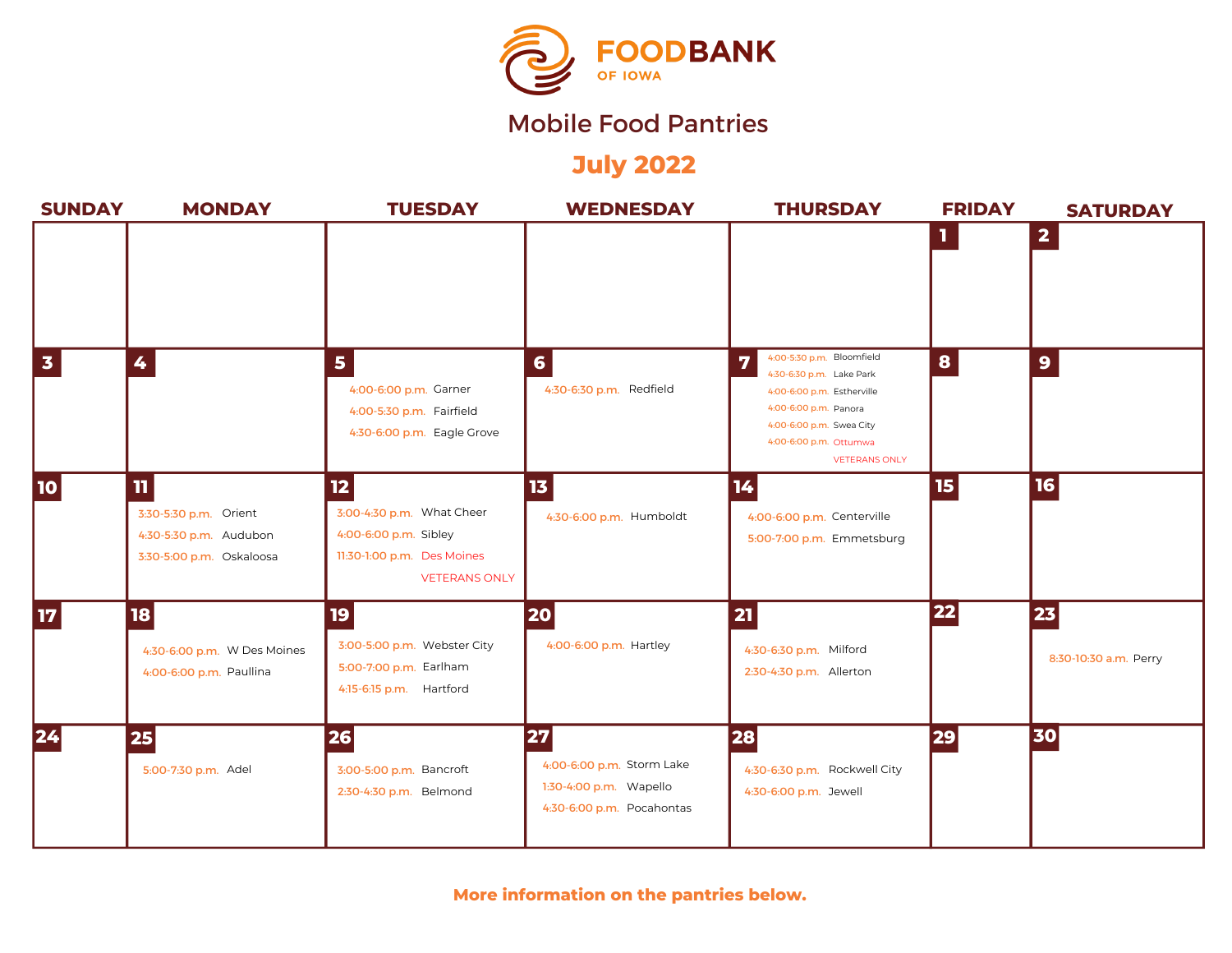# FOODBANK OF IOWA

## Mobile Food Pantries

## July 2022

| SUNDAY | MONDAY | TUESDAY | WEDNESDAY | THURSDAY | FRIDAY | SATURDAY |
|---|---|---|---|---|---|---|
| | | | | | 1 | 2 |
| 3 | 4 | 5<br>4:00-6:00 p.m. Garner<br>4:00-5:30 p.m. Fairfield<br>4:30-6:00 p.m. Eagle Grove | 6<br>4:30-6:30 p.m. Redfield | 7<br>4:00-5:30 p.m. Bloomfield<br>4:30-6:30 p.m. Lake Park<br>4:00-6:00 p.m. Estherville<br>4:00-6:00 p.m. Panora<br>4:00-6:00 p.m. Swea City<br>4:00-6:00 p.m. Ottumwa VETERANS ONLY | 8 | 9 |
| 10 | 11<br>3:30-5:30 p.m. Orient<br>4:30-5:30 p.m. Audubon<br>3:30-5:00 p.m. Oskaloosa | 12<br>3:00-4:30 p.m. What Cheer<br>4:00-6:00 p.m. Sibley<br>11:30-1:00 p.m. Des Moines VETERANS ONLY | 13<br>4:30-6:00 p.m. Humboldt | 14<br>4:00-6:00 p.m. Centerville<br>5:00-7:00 p.m. Emmetsburg | 15 | 16 |
| 17 | 18<br>4:30-6:00 p.m. W Des Moines<br>4:00-6:00 p.m. Paullina | 19<br>3:00-5:00 p.m. Webster City<br>5:00-7:00 p.m. Earlham<br>4:15-6:15 p.m. Hartford | 20<br>4:00-6:00 p.m. Hartley | 21<br>4:30-6:30 p.m. Milford<br>2:30-4:30 p.m. Allerton | 22 | 23<br>8:30-10:30 a.m. Perry |
| 24 | 25<br>5:00-7:30 p.m. Adel | 26<br>3:00-5:00 p.m. Bancroft<br>2:30-4:30 p.m. Belmond | 27<br>4:00-6:00 p.m. Storm Lake<br>1:30-4:00 p.m. Wapello<br>4:30-6:00 p.m. Pocahontas | 28<br>4:30-6:30 p.m. Rockwell City<br>4:30-6:00 p.m. Jewell | 29 | 30 |

**More information on the pantries below.**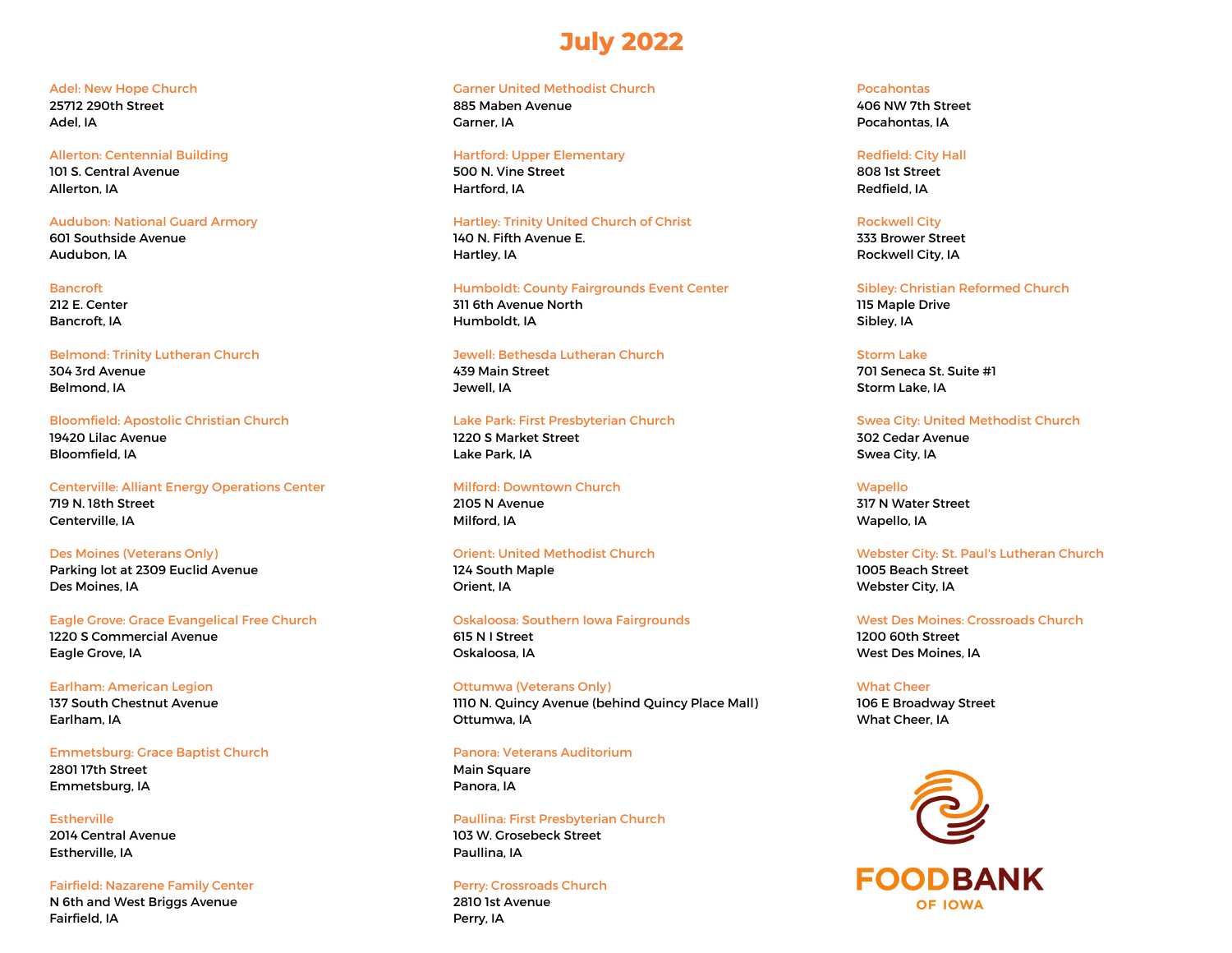# July 2022

**Adel: New Hope Church**
25712 290th Street
Adel, IA

**Allerton: Centennial Building**
101 S. Central Avenue
Allerton, IA

**Audubon: National Guard Armory**
601 Southside Avenue
Audubon, IA

**Bancroft**
212 E. Center
Bancroft, IA

**Belmond: Trinity Lutheran Church**
304 3rd Avenue
Belmond, IA

**Bloomfield: Apostolic Christian Church**
19420 Lilac Avenue
Bloomfield, IA

**Centerville: Alliant Energy Operations Center**
719 N. 18th Street
Centerville, IA

**Des Moines (Veterans Only)**
Parking lot at 2309 Euclid Avenue
Des Moines, IA

**Eagle Grove: Grace Evangelical Free Church**
1220 S Commercial Avenue
Eagle Grove, IA

**Earlham: American Legion**
137 South Chestnut Avenue
Earlham, IA

**Emmetsburg: Grace Baptist Church**
2801 17th Street
Emmetsburg, IA

**Estherville**
2014 Central Avenue
Estherville, IA

**Fairfield: Nazarene Family Center**
N 6th and West Briggs Avenue
Fairfield, IA

**Garner United Methodist Church**
885 Maben Avenue
Garner, IA

**Hartford: Upper Elementary**
500 N. Vine Street
Hartford, IA

**Hartley: Trinity United Church of Christ**
140 N. Fifth Avenue E.
Hartley, IA

**Humboldt: County Fairgrounds Event Center**
311 6th Avenue North
Humboldt, IA

**Jewell: Bethesda Lutheran Church**
439 Main Street
Jewell, IA

**Lake Park: First Presbyterian Church**
1220 S Market Street
Lake Park, IA

**Milford: Downtown Church**
2105 N Avenue
Milford, IA

**Orient: United Methodist Church**
124 South Maple
Orient, IA

**Oskaloosa: Southern Iowa Fairgrounds**
615 N I Street
Oskaloosa, IA

**Ottumwa (Veterans Only)**
1110 N. Quincy Avenue (behind Quincy Place Mall)
Ottumwa, IA

**Panora: Veterans Auditorium**
Main Square
Panora, IA

**Paullina: First Presbyterian Church**
103 W. Grosebeck Street
Paullina, IA

**Perry: Crossroads Church**
2810 1st Avenue
Perry, IA

**Pocahontas**
406 NW 7th Street
Pocahontas, IA

**Redfield: City Hall**
808 1st Street
Redfield, IA

**Rockwell City**
333 Brower Street
Rockwell City, IA

**Sibley: Christian Reformed Church**
115 Maple Drive
Sibley, IA

**Storm Lake**
701 Seneca St. Suite #1
Storm Lake, IA

**Swea City: United Methodist Church**
302 Cedar Avenue
Swea City, IA

**Wapello**
317 N Water Street
Wapello, IA

**Webster City: St. Paul's Lutheran Church**
1005 Beach Street
Webster City, IA

**West Des Moines: Crossroads Church**
1200 60th Street
West Des Moines, IA

**What Cheer**
106 E Broadway Street
What Cheer, IA

FOODBANK OF IOWA